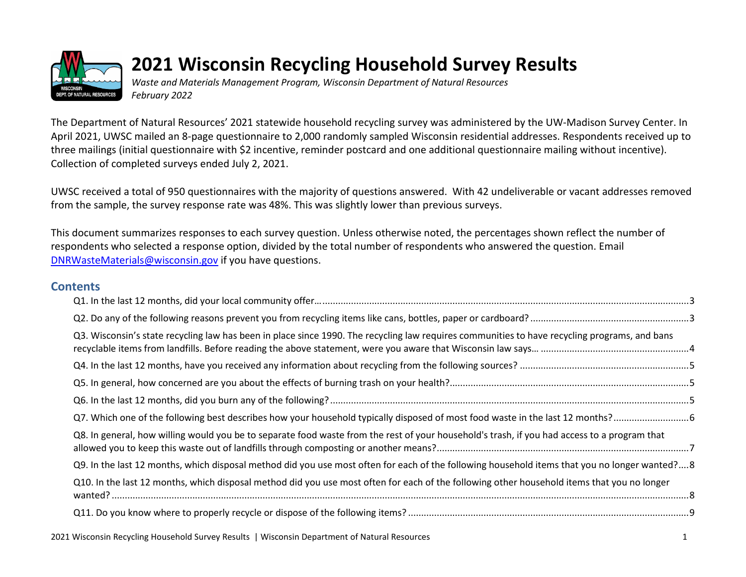# 2021 Wisconsin Recycling Household Survey Results

*Waste and Materials Management Program, Wisconsin Department of Natural Resources*
*February 2022*

The Department of Natural Resources' 2021 statewide household recycling survey was administered by the UW-Madison Survey Center. In April 2021, UWSC mailed an 8-page questionnaire to 2,000 randomly sampled Wisconsin residential addresses. Respondents received up to three mailings (initial questionnaire with $2 incentive, reminder postcard and one additional questionnaire mailing without incentive). Collection of completed surveys ended July 2, 2021.

UWSC received a total of 950 questionnaires with the majority of questions answered. With 42 undeliverable or vacant addresses removed from the sample, the survey response rate was 48%. This was slightly lower than previous surveys.

This document summarizes responses to each survey question. Unless otherwise noted, the percentages shown reflect the number of respondents who selected a response option, divided by the total number of respondents who answered the question. Email [DNRWasteMaterials@wisconsin.gov](mailto:DNRWasteMaterials@wisconsin.gov) if you have questions.

## Contents

- Q1. In the last 12 months, did your local community offer… 3
- Q2. Do any of the following reasons prevent you from recycling items like cans, bottles, paper or cardboard? 3
- Q3. Wisconsin's state recycling law has been in place since 1990. The recycling law requires communities to have recycling programs, and bans recyclable items from landfills. Before reading the above statement, were you aware that Wisconsin law says… 4
- Q4. In the last 12 months, have you received any information about recycling from the following sources? 5
- Q5. In general, how concerned are you about the effects of burning trash on your health? 5
- Q6. In the last 12 months, did you burn any of the following? 5
- Q7. Which one of the following best describes how your household typically disposed of most food waste in the last 12 months? 6
- Q8. In general, how willing would you be to separate food waste from the rest of your household's trash, if you had access to a program that allowed you to keep this waste out of landfills through composting or another means? 7
- Q9. In the last 12 months, which disposal method did you use most often for each of the following household items that you no longer wanted? 8
- Q10. In the last 12 months, which disposal method did you use most often for each of the following other household items that you no longer wanted? 8
- Q11. Do you know where to properly recycle or dispose of the following items? 9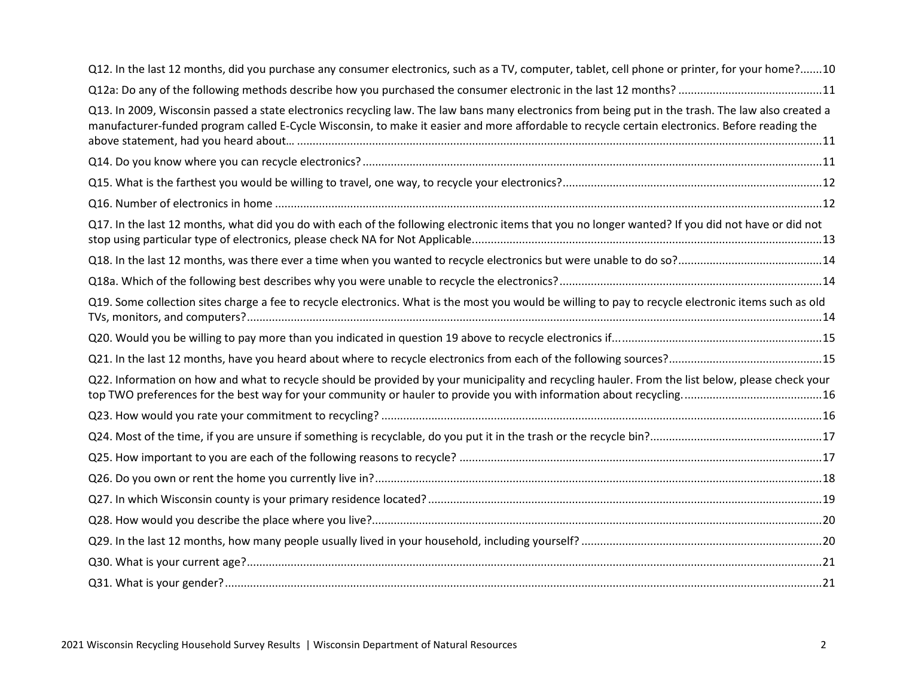Q12. In the last 12 months, did you purchase any consumer electronics, such as a TV, computer, tablet, cell phone or printer, for your home?.......10

Q12a: Do any of the following methods describe how you purchased the consumer electronic in the last 12 months? .............................................11

Q13. In 2009, Wisconsin passed a state electronics recycling law. The law bans many electronics from being put in the trash. The law also created a manufacturer-funded program called E-Cycle Wisconsin, to make it easier and more affordable to recycle certain electronics. Before reading the above statement, had you heard about… ......................................................................................................................................................11

Q14. Do you know where you can recycle electronics?..................................................................................................................................11

Q15. What is the farthest you would be willing to travel, one way, to recycle your electronics?..................................................................................12

Q16. Number of electronics in home ..............................................................................................................................................................12

Q17. In the last 12 months, what did you do with each of the following electronic items that you no longer wanted? If you did not have or did not stop using particular type of electronics, please check NA for Not Applicable...............................................................................................................13

Q18. In the last 12 months, was there ever a time when you wanted to recycle electronics but were unable to do so?.............................................14

Q18a. Which of the following best describes why you were unable to recycle the electronics?....................................................................................14

Q19. Some collection sites charge a fee to recycle electronics. What is the most you would be willing to pay to recycle electronic items such as old TVs, monitors, and computers?.......................................................................................................................................................................14

Q20. Would you be willing to pay more than you indicated in question 19 above to recycle electronics if.....................................................................15

Q21. In the last 12 months, have you heard about where to recycle electronics from each of the following sources?................................................15

Q22. Information on how and what to recycle should be provided by your municipality and recycling hauler. From the list below, please check your top TWO preferences for the best way for your community or hauler to provide you with information about recycling. ............................................16

Q23. How would you rate your commitment to recycling? ..............................................................................................................................16

Q24. Most of the time, if you are unsure if something is recyclable, do you put it in the trash or the recycle bin?......................................................17

Q25. How important to you are each of the following reasons to recycle? ....................................................................................................17

Q26. Do you own or rent the home you currently live in?...............................................................................................................................18

Q27. In which Wisconsin county is your primary residence located? ..............................................................................................................19

Q28. How would you describe the place where you live?................................................................................................................................20

Q29. In the last 12 months, how many people usually lived in your household, including yourself? ............................................................................20

Q30. What is your current age?.......................................................................................................................................................................21

Q31. What is your gender?..............................................................................................................................................................................21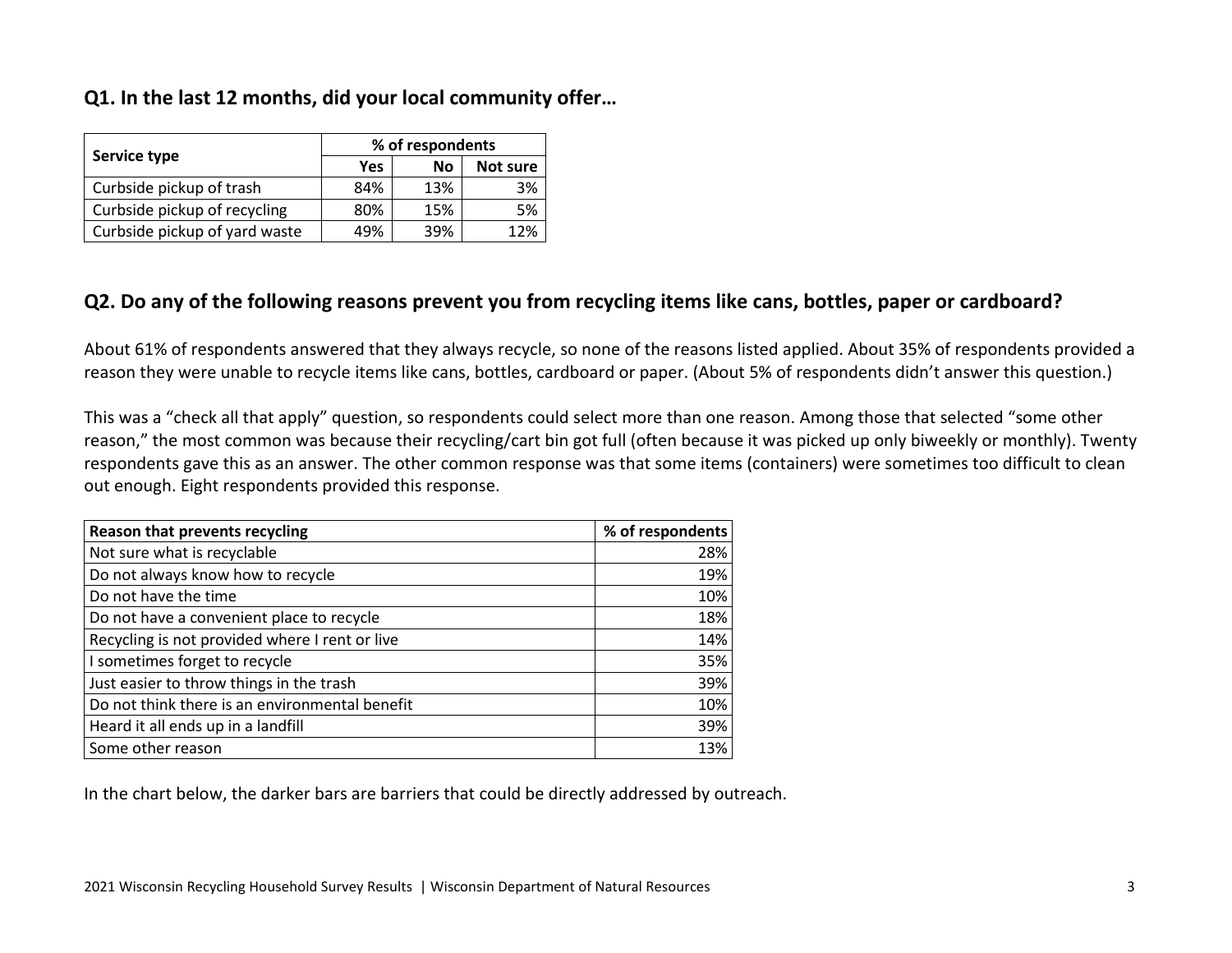## Q1. In the last 12 months, did your local community offer…

| Service type | % of respondents | | |
|---|---|---|---|
| | Yes | No | Not sure |
| Curbside pickup of trash | 84% | 13% | 3% |
| Curbside pickup of recycling | 80% | 15% | 5% |
| Curbside pickup of yard waste | 49% | 39% | 12% |

## Q2. Do any of the following reasons prevent you from recycling items like cans, bottles, paper or cardboard?

About 61% of respondents answered that they always recycle, so none of the reasons listed applied. About 35% of respondents provided a reason they were unable to recycle items like cans, bottles, cardboard or paper. (About 5% of respondents didn't answer this question.)

This was a "check all that apply" question, so respondents could select more than one reason. Among those that selected "some other reason," the most common was because their recycling/cart bin got full (often because it was picked up only biweekly or monthly). Twenty respondents gave this as an answer. The other common response was that some items (containers) were sometimes too difficult to clean out enough. Eight respondents provided this response.

| Reason that prevents recycling | % of respondents |
|---|---|
| Not sure what is recyclable | 28% |
| Do not always know how to recycle | 19% |
| Do not have the time | 10% |
| Do not have a convenient place to recycle | 18% |
| Recycling is not provided where I rent or live | 14% |
| I sometimes forget to recycle | 35% |
| Just easier to throw things in the trash | 39% |
| Do not think there is an environmental benefit | 10% |
| Heard it all ends up in a landfill | 39% |
| Some other reason | 13% |

In the chart below, the darker bars are barriers that could be directly addressed by outreach.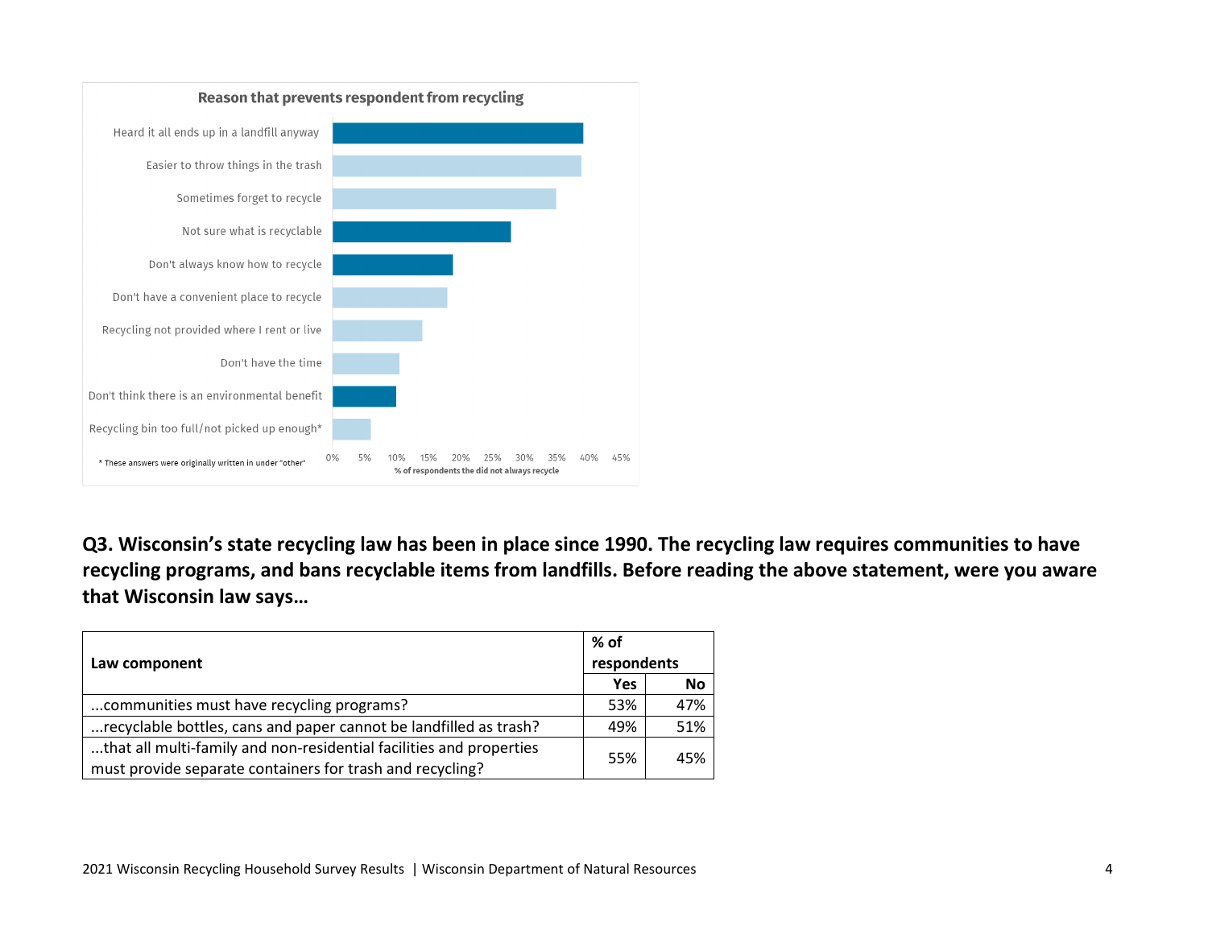**Reason that prevents respondent from recycling**

| Reason | % of respondents the did not always recycle |
|---|---|
| Heard it all ends up in a landfill anyway | ~39% |
| Easier to throw things in the trash | ~39% |
| Sometimes forget to recycle | ~35% |
| Not sure what is recyclable | ~28% |
| Don't always know how to recycle | ~19% |
| Don't have a convenient place to recycle | ~18% |
| Recycling not provided where I rent or live | ~14% |
| Don't have the time | ~10% |
| Don't think there is an environmental benefit | ~10% |
| Recycling bin too full/not picked up enough* | ~6% |

\* These answers were originally written in under "other"

**Q3. Wisconsin's state recycling law has been in place since 1990. The recycling law requires communities to have recycling programs, and bans recyclable items from landfills. Before reading the above statement, were you aware that Wisconsin law says…**

| Law component | % of respondents | |
|---|---|---|
| | Yes | No |
| ...communities must have recycling programs? | 53% | 47% |
| ...recyclable bottles, cans and paper cannot be landfilled as trash? | 49% | 51% |
| ...that all multi-family and non-residential facilities and properties must provide separate containers for trash and recycling? | 55% | 45% |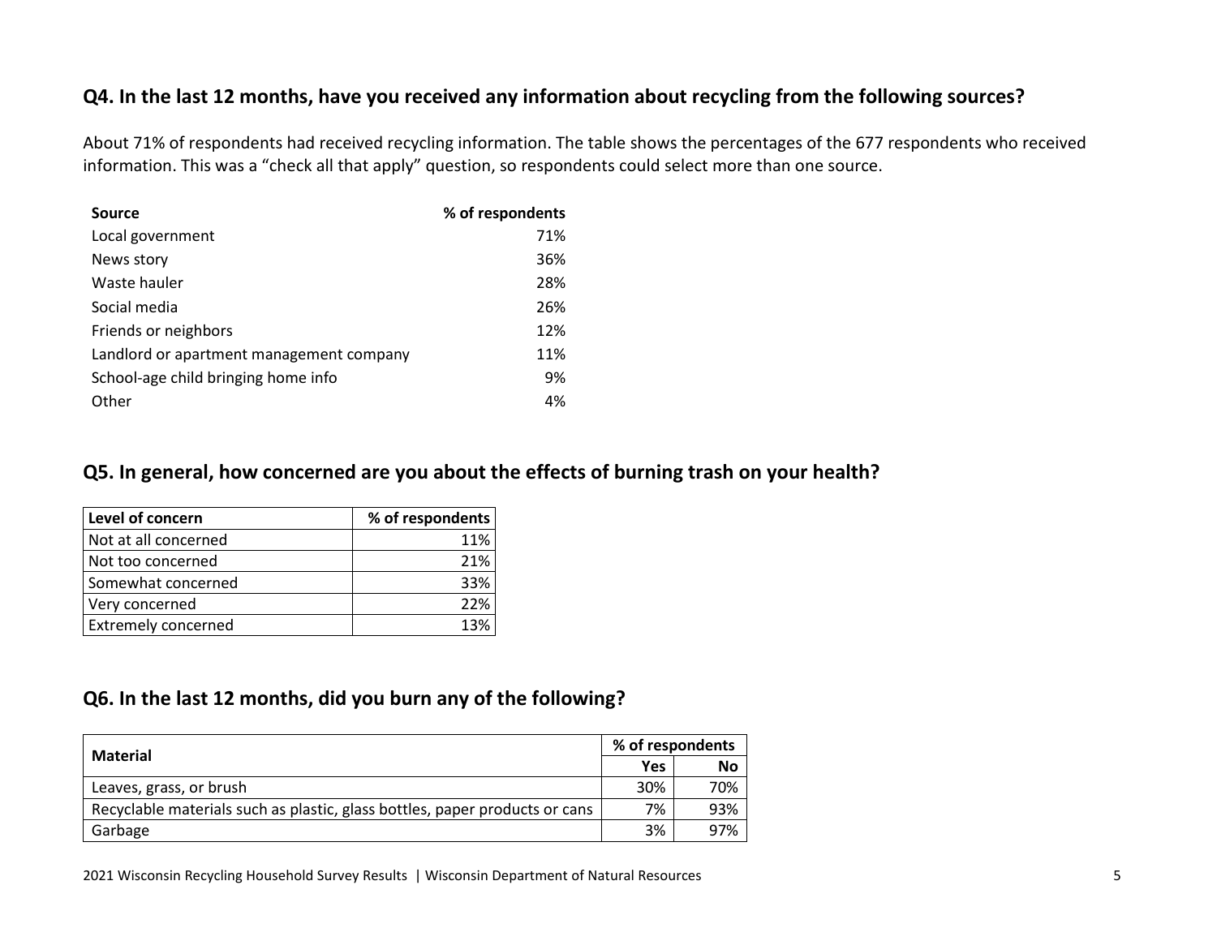## Q4. In the last 12 months, have you received any information about recycling from the following sources?

About 71% of respondents had received recycling information. The table shows the percentages of the 677 respondents who received information. This was a "check all that apply" question, so respondents could select more than one source.

| Source | % of respondents |
|---|---|
| Local government | 71% |
| News story | 36% |
| Waste hauler | 28% |
| Social media | 26% |
| Friends or neighbors | 12% |
| Landlord or apartment management company | 11% |
| School-age child bringing home info | 9% |
| Other | 4% |

## Q5. In general, how concerned are you about the effects of burning trash on your health?

| Level of concern | % of respondents |
|---|---|
| Not at all concerned | 11% |
| Not too concerned | 21% |
| Somewhat concerned | 33% |
| Very concerned | 22% |
| Extremely concerned | 13% |

## Q6. In the last 12 months, did you burn any of the following?

| Material | % of respondents | |
|---|---|---|
| | Yes | No |
| Leaves, grass, or brush | 30% | 70% |
| Recyclable materials such as plastic, glass bottles, paper products or cans | 7% | 93% |
| Garbage | 3% | 97% |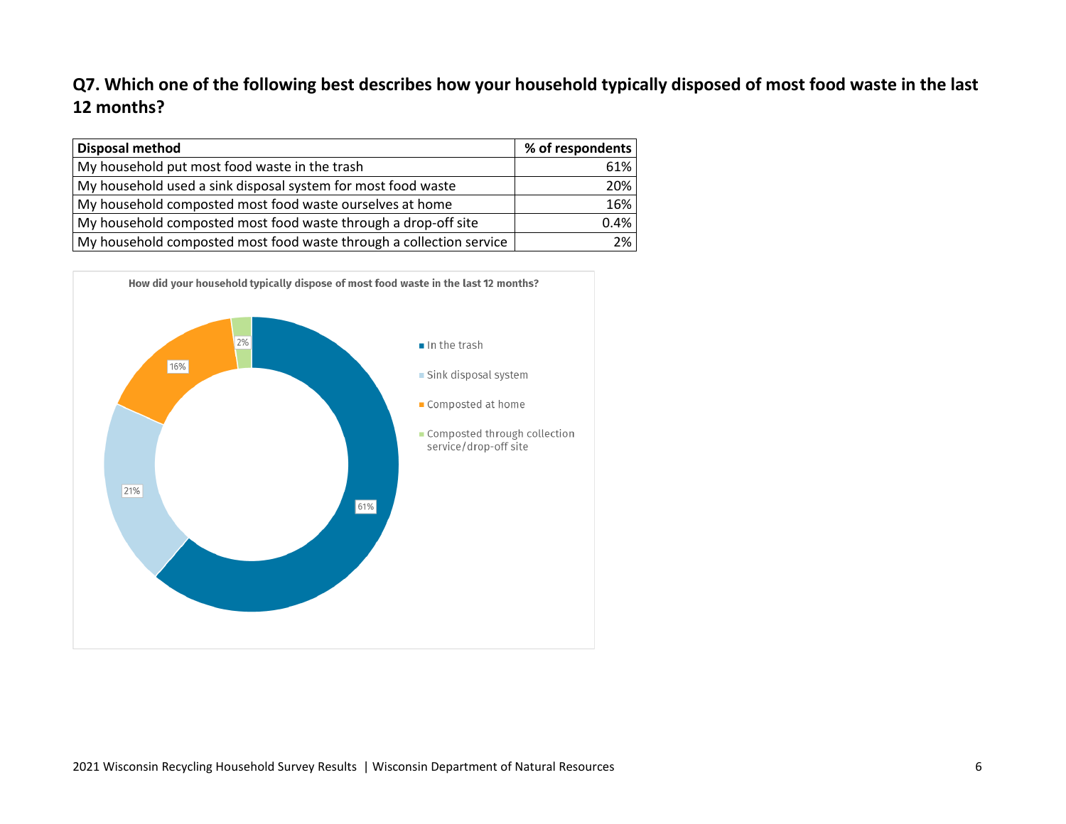### Q7. Which one of the following best describes how your household typically disposed of most food waste in the last 12 months?

| Disposal method | % of respondents |
|---|---|
| My household put most food waste in the trash | 61% |
| My household used a sink disposal system for most food waste | 20% |
| My household composted most food waste ourselves at home | 16% |
| My household composted most food waste through a drop-off site | 0.4% |
| My household composted most food waste through a collection service | 2% |

How did your household typically dispose of most food waste in the last 12 months?

- In the trash: 61%
- Sink disposal system: 21%
- Composted at home: 16%
- Composted through collection service/drop-off site: 2%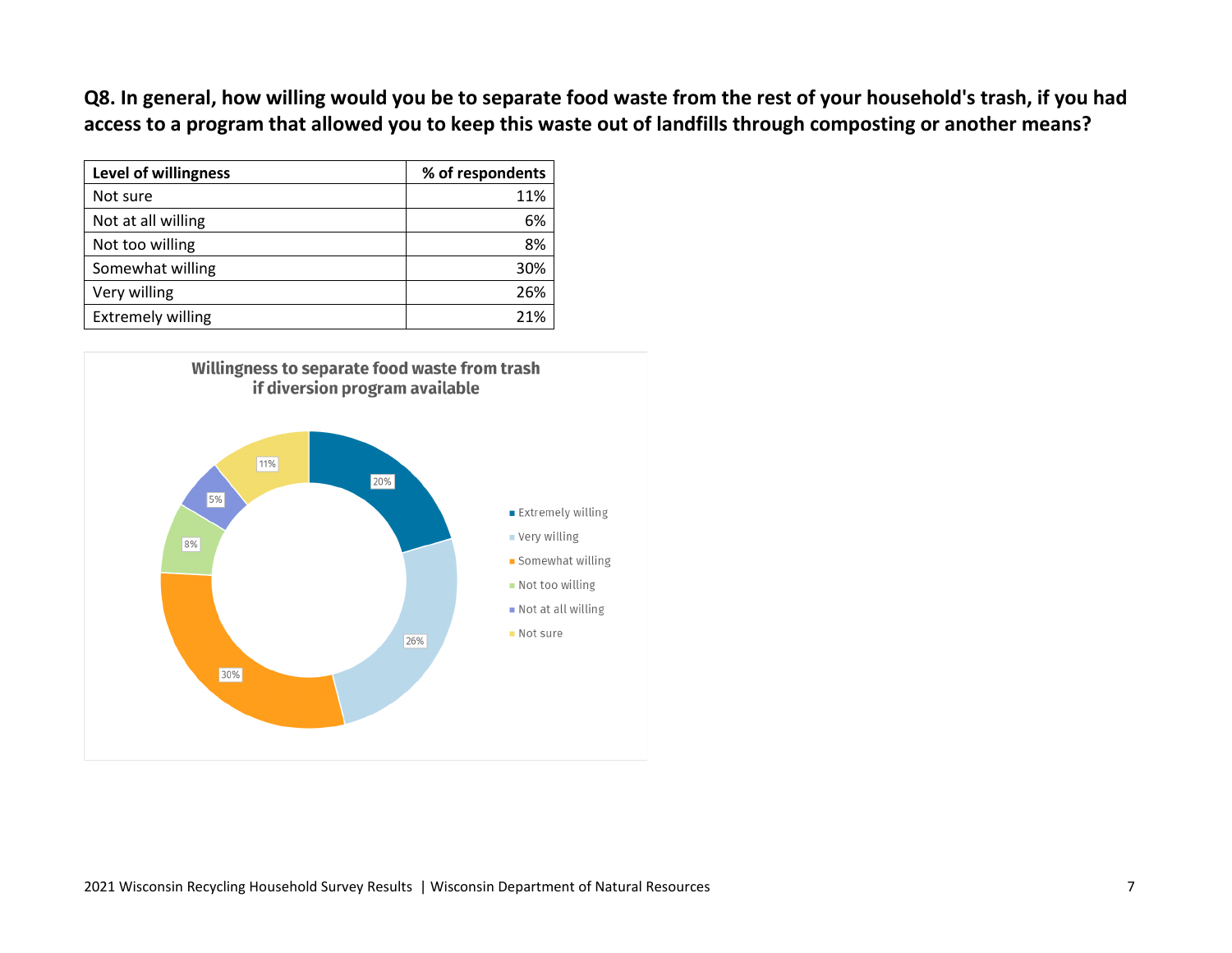**Q8. In general, how willing would you be to separate food waste from the rest of your household's trash, if you had access to a program that allowed you to keep this waste out of landfills through composting or another means?**

| Level of willingness | % of respondents |
|---|---|
| Not sure | 11% |
| Not at all willing | 6% |
| Not too willing | 8% |
| Somewhat willing | 30% |
| Very willing | 26% |
| Extremely willing | 21% |

**Willingness to separate food waste from trash if diversion program available**

- Extremely willing: 20%
- Very willing: 26%
- Somewhat willing: 30%
- Not too willing: 8%
- Not at all willing: 5%
- Not sure: 11%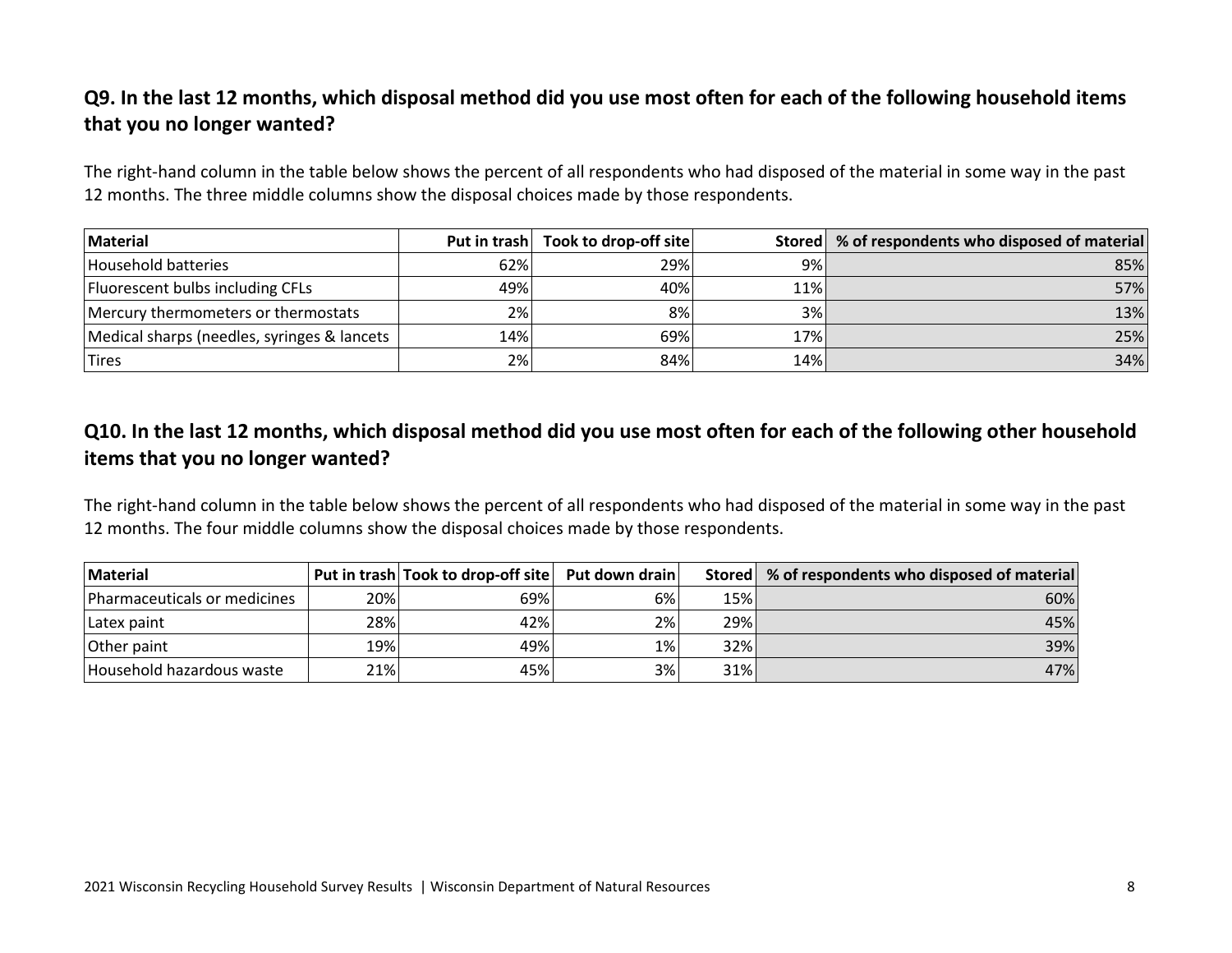## Q9. In the last 12 months, which disposal method did you use most often for each of the following household items that you no longer wanted?

The right-hand column in the table below shows the percent of all respondents who had disposed of the material in some way in the past 12 months. The three middle columns show the disposal choices made by those respondents.

| Material | Put in trash | Took to drop-off site | Stored | % of respondents who disposed of material |
|---|---|---|---|---|
| Household batteries | 62% | 29% | 9% | 85% |
| Fluorescent bulbs including CFLs | 49% | 40% | 11% | 57% |
| Mercury thermometers or thermostats | 2% | 8% | 3% | 13% |
| Medical sharps (needles, syringes & lancets | 14% | 69% | 17% | 25% |
| Tires | 2% | 84% | 14% | 34% |

## Q10. In the last 12 months, which disposal method did you use most often for each of the following other household items that you no longer wanted?

The right-hand column in the table below shows the percent of all respondents who had disposed of the material in some way in the past 12 months. The four middle columns show the disposal choices made by those respondents.

| Material | Put in trash | Took to drop-off site | Put down drain | Stored | % of respondents who disposed of material |
|---|---|---|---|---|---|
| Pharmaceuticals or medicines | 20% | 69% | 6% | 15% | 60% |
| Latex paint | 28% | 42% | 2% | 29% | 45% |
| Other paint | 19% | 49% | 1% | 32% | 39% |
| Household hazardous waste | 21% | 45% | 3% | 31% | 47% |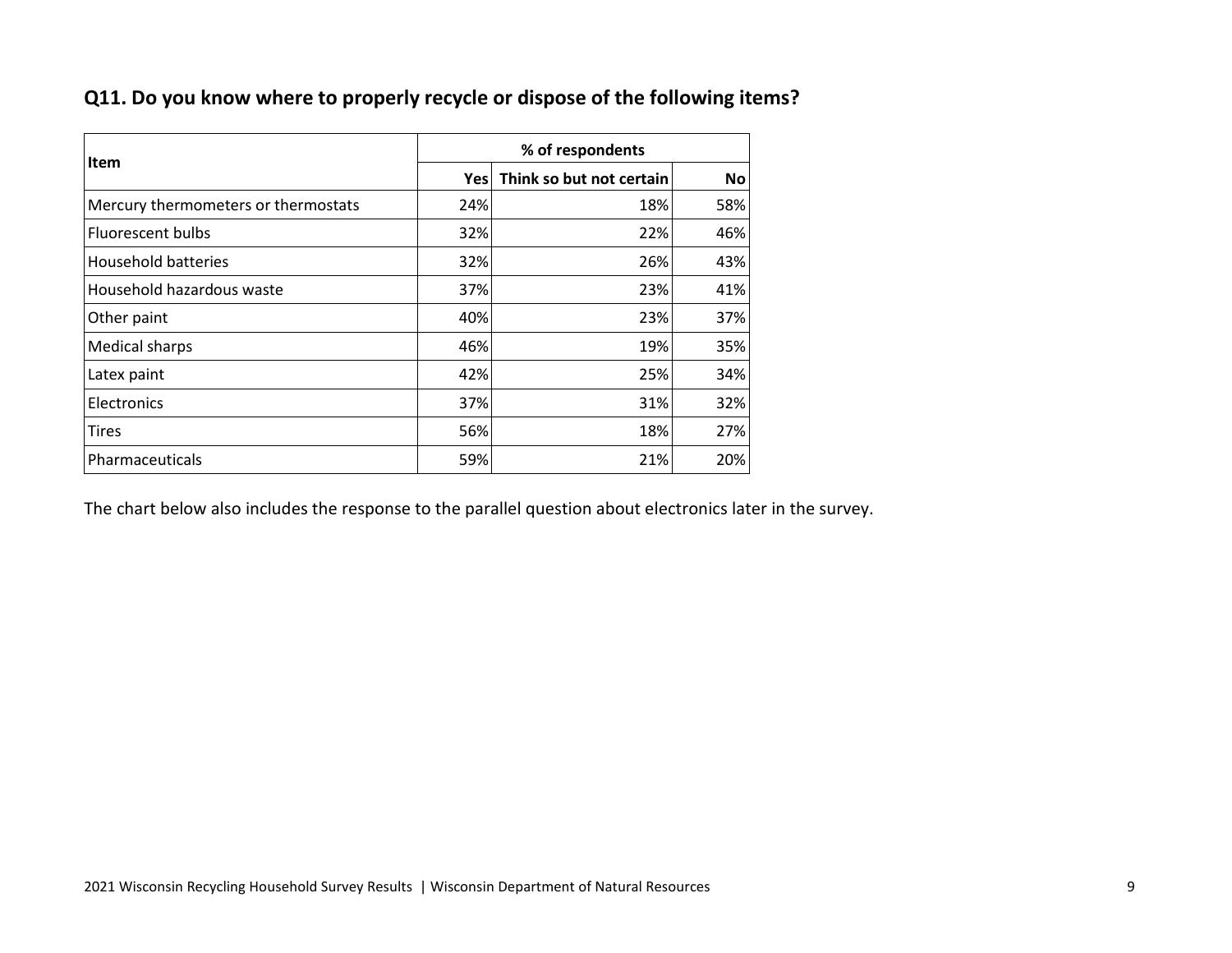## Q11. Do you know where to properly recycle or dispose of the following items?

| Item | % of respondents | | |
|---|---|---|---|
| | Yes | Think so but not certain | No |
| Mercury thermometers or thermostats | 24% | 18% | 58% |
| Fluorescent bulbs | 32% | 22% | 46% |
| Household batteries | 32% | 26% | 43% |
| Household hazardous waste | 37% | 23% | 41% |
| Other paint | 40% | 23% | 37% |
| Medical sharps | 46% | 19% | 35% |
| Latex paint | 42% | 25% | 34% |
| Electronics | 37% | 31% | 32% |
| Tires | 56% | 18% | 27% |
| Pharmaceuticals | 59% | 21% | 20% |

The chart below also includes the response to the parallel question about electronics later in the survey.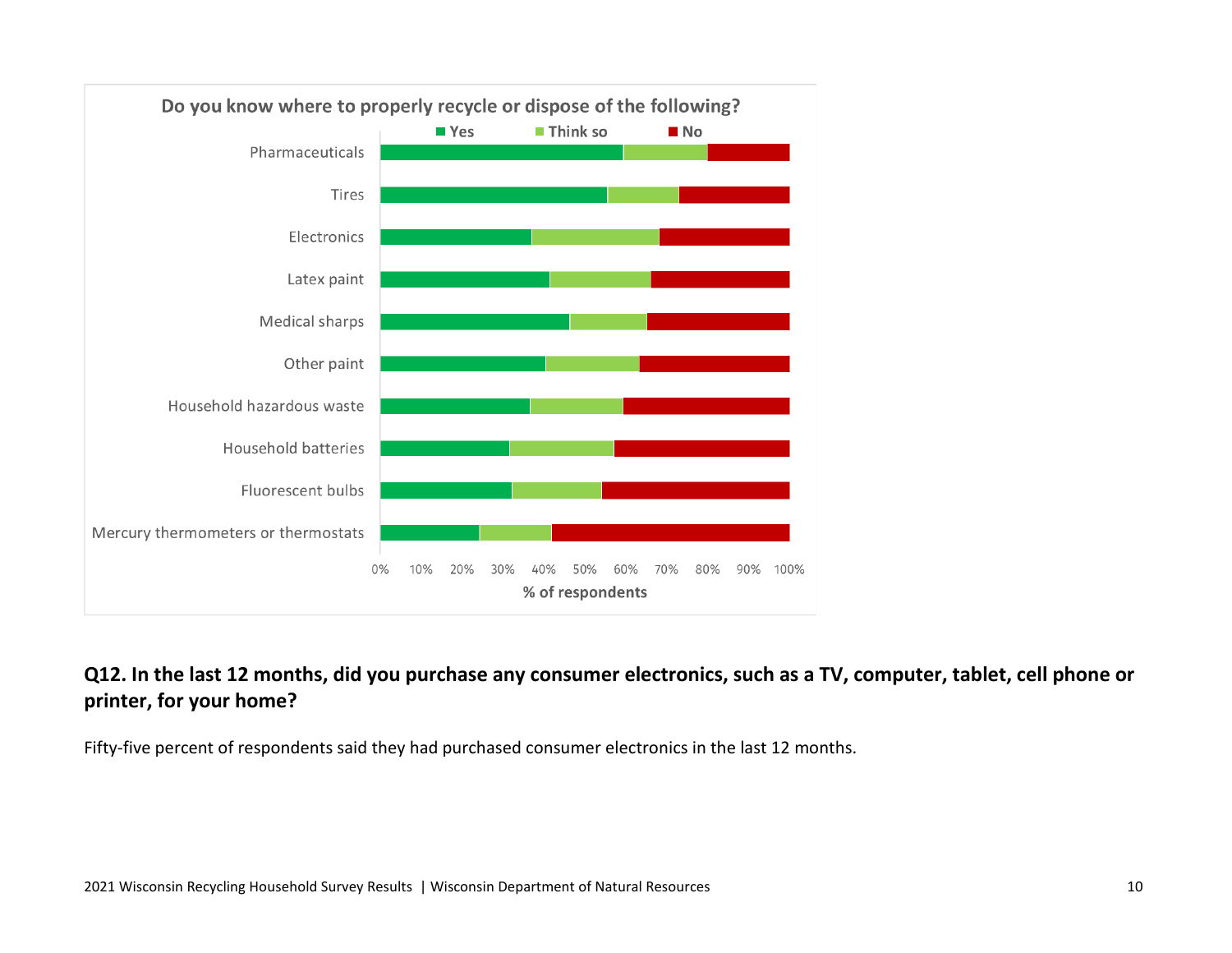**Do you know where to properly recycle or dispose of the following?**

■ Yes ■ Think so ■ No

Pharmaceuticals

Tires

Electronics

Latex paint

Medical sharps

Other paint

Household hazardous waste

Household batteries

Fluorescent bulbs

Mercury thermometers or thermostats

0% 10% 20% 30% 40% 50% 60% 70% 80% 90% 100%

% of respondents

## Q12. In the last 12 months, did you purchase any consumer electronics, such as a TV, computer, tablet, cell phone or printer, for your home?

Fifty-five percent of respondents said they had purchased consumer electronics in the last 12 months.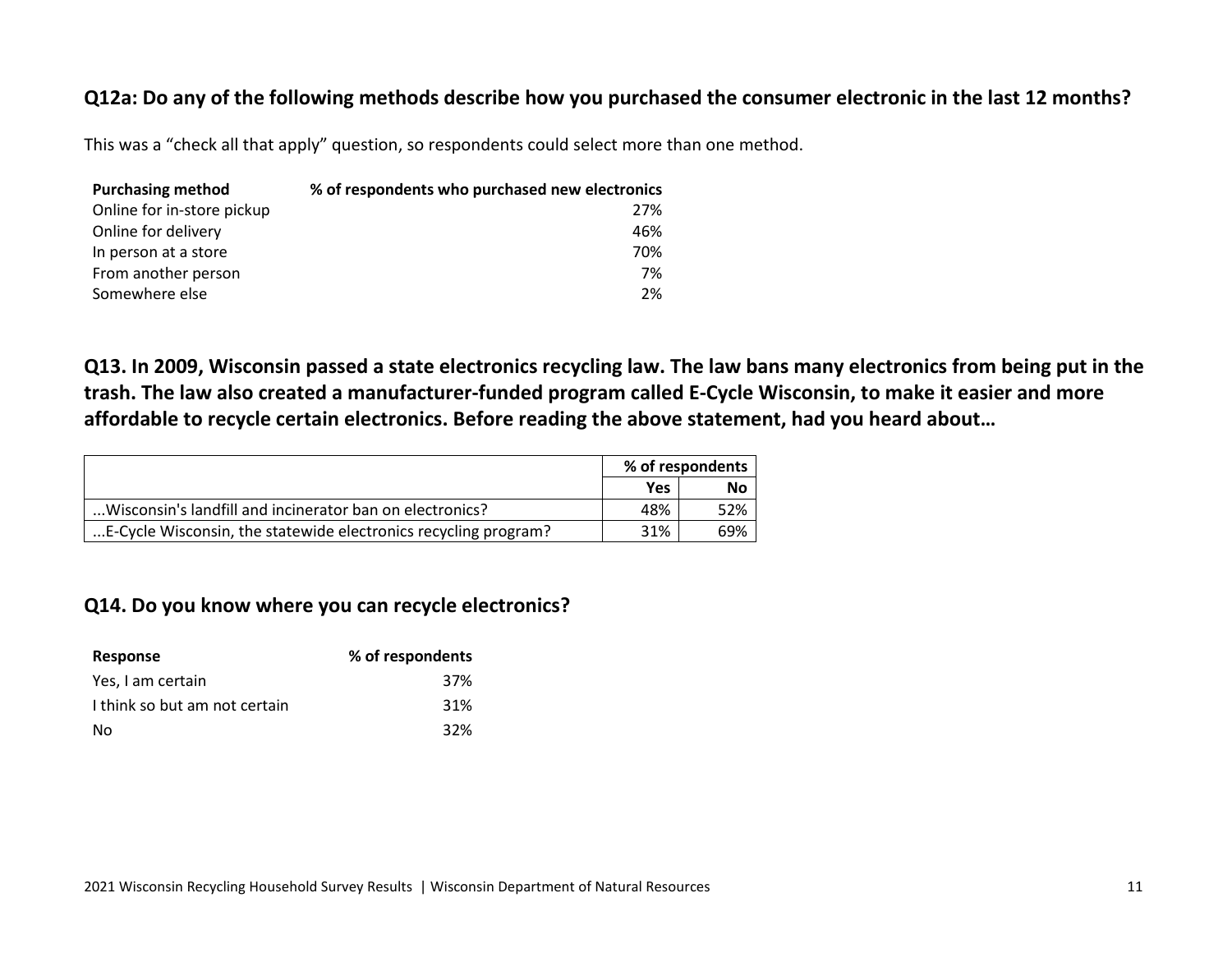### Q12a: Do any of the following methods describe how you purchased the consumer electronic in the last 12 months?

This was a "check all that apply" question, so respondents could select more than one method.

| Purchasing method | % of respondents who purchased new electronics |
|---|---|
| Online for in-store pickup | 27% |
| Online for delivery | 46% |
| In person at a store | 70% |
| From another person | 7% |
| Somewhere else | 2% |

### Q13. In 2009, Wisconsin passed a state electronics recycling law. The law bans many electronics from being put in the trash. The law also created a manufacturer-funded program called E-Cycle Wisconsin, to make it easier and more affordable to recycle certain electronics. Before reading the above statement, had you heard about…

| | % of respondents | |
|---|---|---|
| | Yes | No |
| ...Wisconsin's landfill and incinerator ban on electronics? | 48% | 52% |
| ...E-Cycle Wisconsin, the statewide electronics recycling program? | 31% | 69% |

### Q14. Do you know where you can recycle electronics?

| Response | % of respondents |
|---|---|
| Yes, I am certain | 37% |
| I think so but am not certain | 31% |
| No | 32% |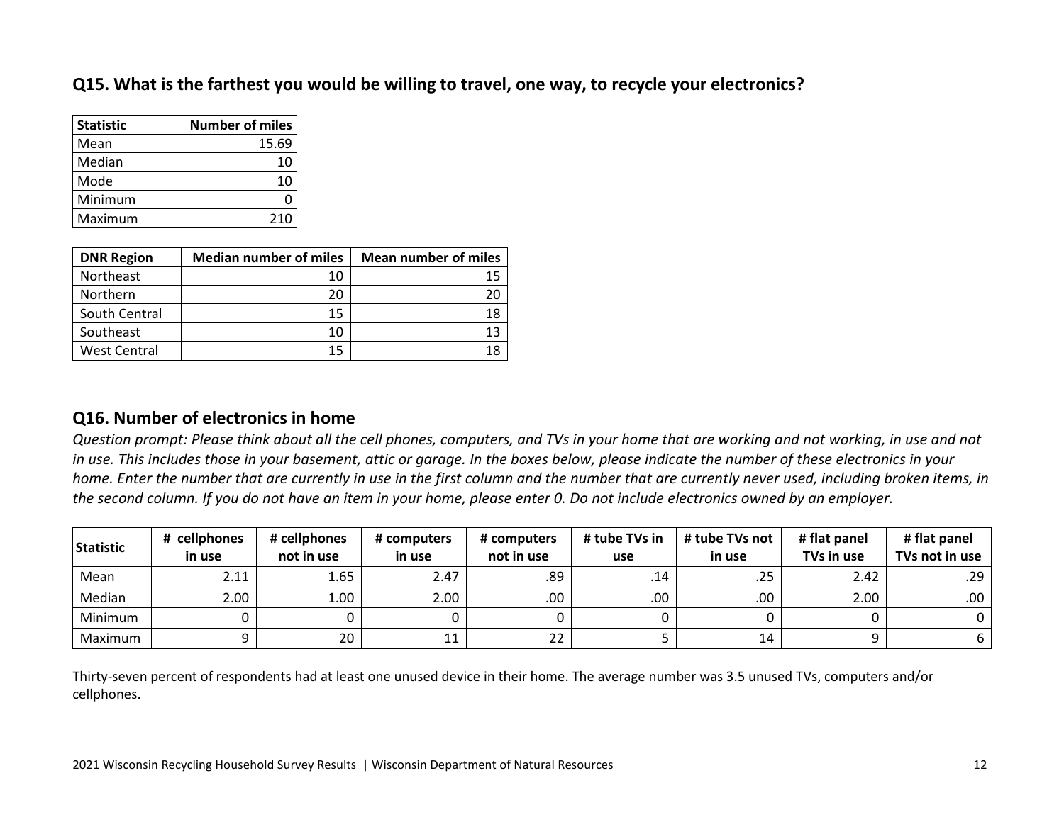## Q15. What is the farthest you would be willing to travel, one way, to recycle your electronics?

| Statistic | Number of miles |
|---|---|
| Mean | 15.69 |
| Median | 10 |
| Mode | 10 |
| Minimum | 0 |
| Maximum | 210 |

| DNR Region | Median number of miles | Mean number of miles |
|---|---|---|
| Northeast | 10 | 15 |
| Northern | 20 | 20 |
| South Central | 15 | 18 |
| Southeast | 10 | 13 |
| West Central | 15 | 18 |

## Q16. Number of electronics in home

*Question prompt: Please think about all the cell phones, computers, and TVs in your home that are working and not working, in use and not in use. This includes those in your basement, attic or garage. In the boxes below, please indicate the number of these electronics in your home. Enter the number that are currently in use in the first column and the number that are currently never used, including broken items, in the second column. If you do not have an item in your home, please enter 0. Do not include electronics owned by an employer.*

| Statistic | # cellphones in use | # cellphones not in use | # computers in use | # computers not in use | # tube TVs in use | # tube TVs not in use | # flat panel TVs in use | # flat panel TVs not in use |
|---|---|---|---|---|---|---|---|---|
| Mean | 2.11 | 1.65 | 2.47 | .89 | .14 | .25 | 2.42 | .29 |
| Median | 2.00 | 1.00 | 2.00 | .00 | .00 | .00 | 2.00 | .00 |
| Minimum | 0 | 0 | 0 | 0 | 0 | 0 | 0 | 0 |
| Maximum | 9 | 20 | 11 | 22 | 5 | 14 | 9 | 6 |

Thirty-seven percent of respondents had at least one unused device in their home. The average number was 3.5 unused TVs, computers and/or cellphones.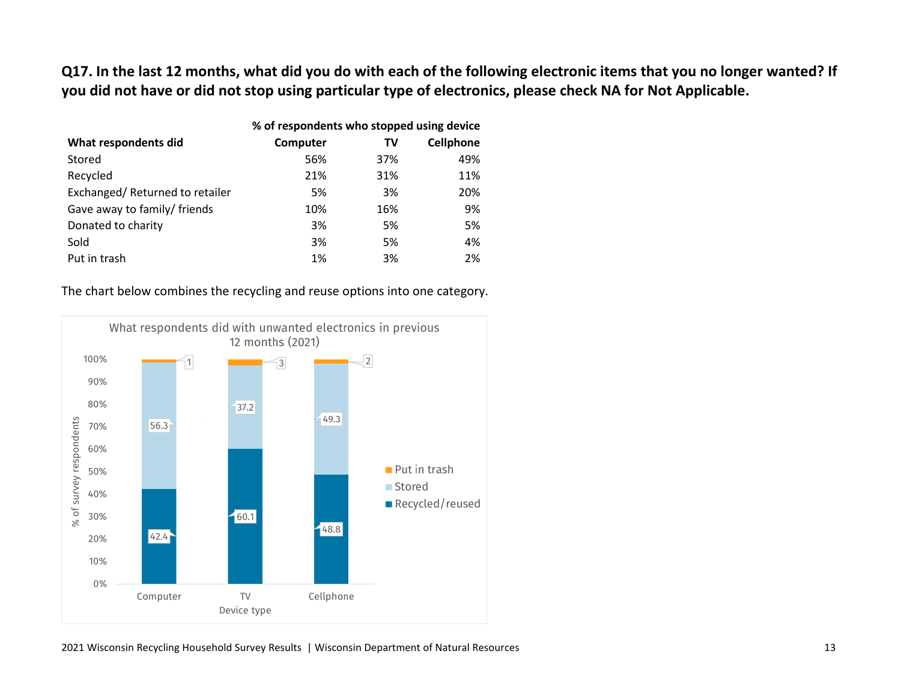**Q17. In the last 12 months, what did you do with each of the following electronic items that you no longer wanted? If you did not have or did not stop using particular type of electronics, please check NA for Not Applicable.**

| | % of respondents who stopped using device | | |
|---|---|---|---|
| **What respondents did** | **Computer** | **TV** | **Cellphone** |
| Stored | 56% | 37% | 49% |
| Recycled | 21% | 31% | 11% |
| Exchanged/ Returned to retailer | 5% | 3% | 20% |
| Gave away to family/ friends | 10% | 16% | 9% |
| Donated to charity | 3% | 5% | 5% |
| Sold | 3% | 5% | 4% |
| Put in trash | 1% | 3% | 2% |

The chart below combines the recycling and reuse options into one category.

What respondents did with unwanted electronics in previous 12 months (2021)

| Device type | Recycled/reused | Stored | Put in trash |
|---|---|---|---|
| Computer | 42.4 | 56.3 | 1 |
| TV | 60.1 | 37.2 | 3 |
| Cellphone | 48.8 | 49.3 | 2 |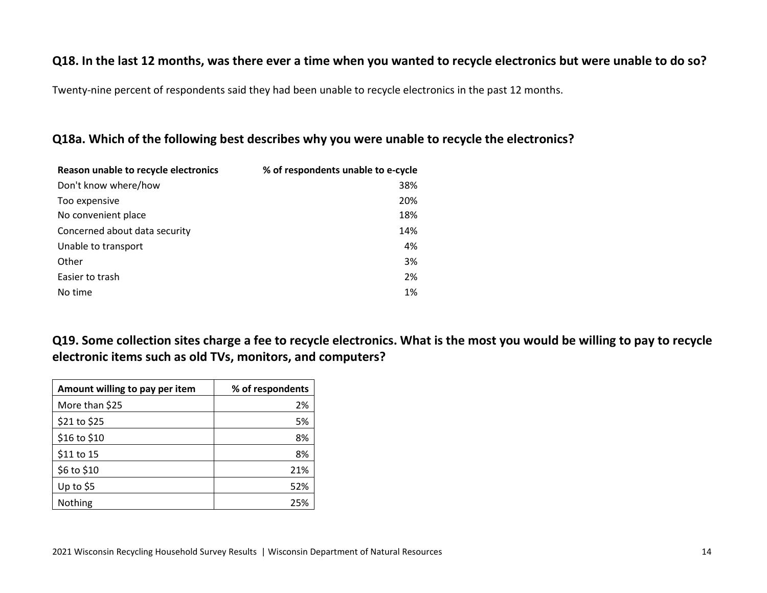### Q18. In the last 12 months, was there ever a time when you wanted to recycle electronics but were unable to do so?

Twenty-nine percent of respondents said they had been unable to recycle electronics in the past 12 months.

### Q18a. Which of the following best describes why you were unable to recycle the electronics?

| Reason unable to recycle electronics | % of respondents unable to e-cycle |
|---|---:|
| Don't know where/how | 38% |
| Too expensive | 20% |
| No convenient place | 18% |
| Concerned about data security | 14% |
| Unable to transport | 4% |
| Other | 3% |
| Easier to trash | 2% |
| No time | 1% |

### Q19. Some collection sites charge a fee to recycle electronics. What is the most you would be willing to pay to recycle electronic items such as old TVs, monitors, and computers?

| Amount willing to pay per item | % of respondents |
|---|---:|
| More than $25 | 2% |
| $21 to $25 | 5% |
| $16 to $10 | 8% |
| $11 to 15 | 8% |
| $6 to $10 | 21% |
| Up to $5 | 52% |
| Nothing | 25% |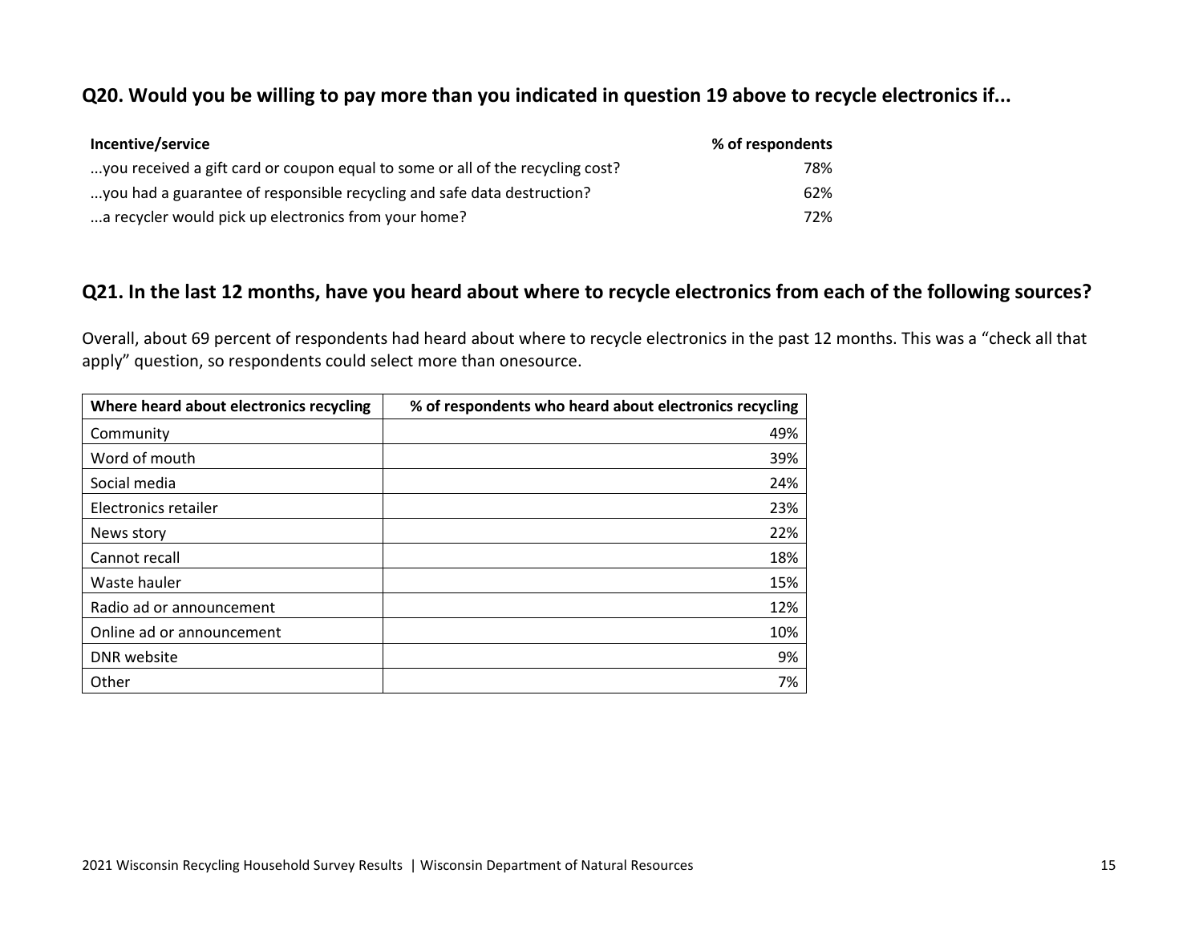## Q20. Would you be willing to pay more than you indicated in question 19 above to recycle electronics if...

| Incentive/service | % of respondents |
|---|---|
| ...you received a gift card or coupon equal to some or all of the recycling cost? | 78% |
| ...you had a guarantee of responsible recycling and safe data destruction? | 62% |
| ...a recycler would pick up electronics from your home? | 72% |

## Q21. In the last 12 months, have you heard about where to recycle electronics from each of the following sources?

Overall, about 69 percent of respondents had heard about where to recycle electronics in the past 12 months. This was a "check all that apply" question, so respondents could select more than onesource.

| Where heard about electronics recycling | % of respondents who heard about electronics recycling |
|---|---|
| Community | 49% |
| Word of mouth | 39% |
| Social media | 24% |
| Electronics retailer | 23% |
| News story | 22% |
| Cannot recall | 18% |
| Waste hauler | 15% |
| Radio ad or announcement | 12% |
| Online ad or announcement | 10% |
| DNR website | 9% |
| Other | 7% |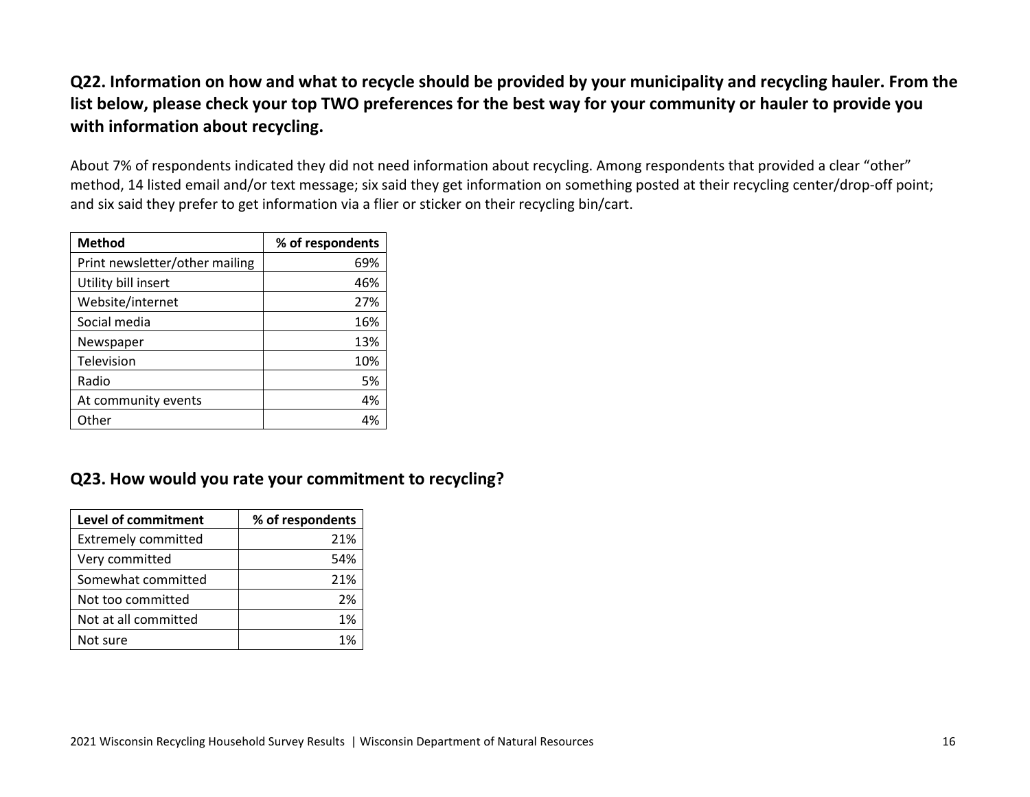### Q22. Information on how and what to recycle should be provided by your municipality and recycling hauler. From the list below, please check your top TWO preferences for the best way for your community or hauler to provide you with information about recycling.

About 7% of respondents indicated they did not need information about recycling. Among respondents that provided a clear "other" method, 14 listed email and/or text message; six said they get information on something posted at their recycling center/drop-off point; and six said they prefer to get information via a flier or sticker on their recycling bin/cart.

| Method | % of respondents |
|---|---:|
| Print newsletter/other mailing | 69% |
| Utility bill insert | 46% |
| Website/internet | 27% |
| Social media | 16% |
| Newspaper | 13% |
| Television | 10% |
| Radio | 5% |
| At community events | 4% |
| Other | 4% |

### Q23. How would you rate your commitment to recycling?

| Level of commitment | % of respondents |
|---|---:|
| Extremely committed | 21% |
| Very committed | 54% |
| Somewhat committed | 21% |
| Not too committed | 2% |
| Not at all committed | 1% |
| Not sure | 1% |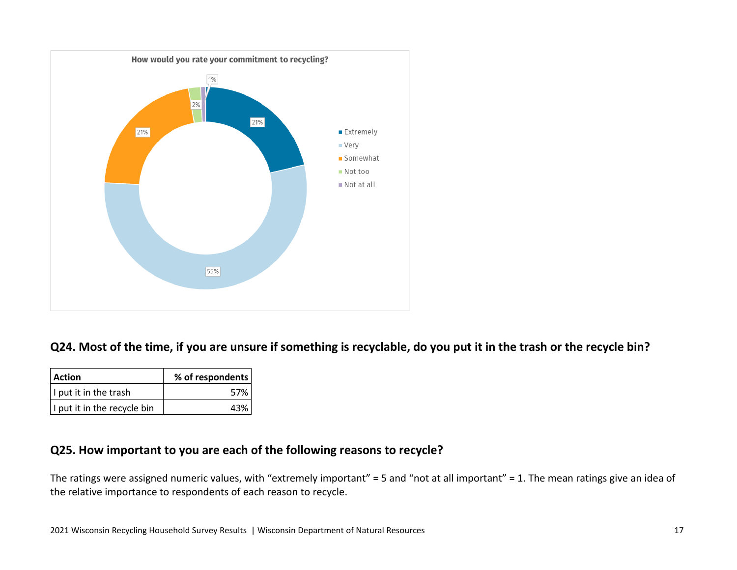How would you rate your commitment to recycling?

| Commitment | % |
|---|---|
| Extremely | 21% |
| Very | 55% |
| Somewhat | 21% |
| Not too | 2% |
| Not at all | 1% |

## Q24. Most of the time, if you are unsure if something is recyclable, do you put it in the trash or the recycle bin?

| Action | % of respondents |
|---|---|
| I put it in the trash | 57% |
| I put it in the recycle bin | 43% |

## Q25. How important to you are each of the following reasons to recycle?

The ratings were assigned numeric values, with "extremely important" = 5 and "not at all important" = 1. The mean ratings give an idea of the relative importance to respondents of each reason to recycle.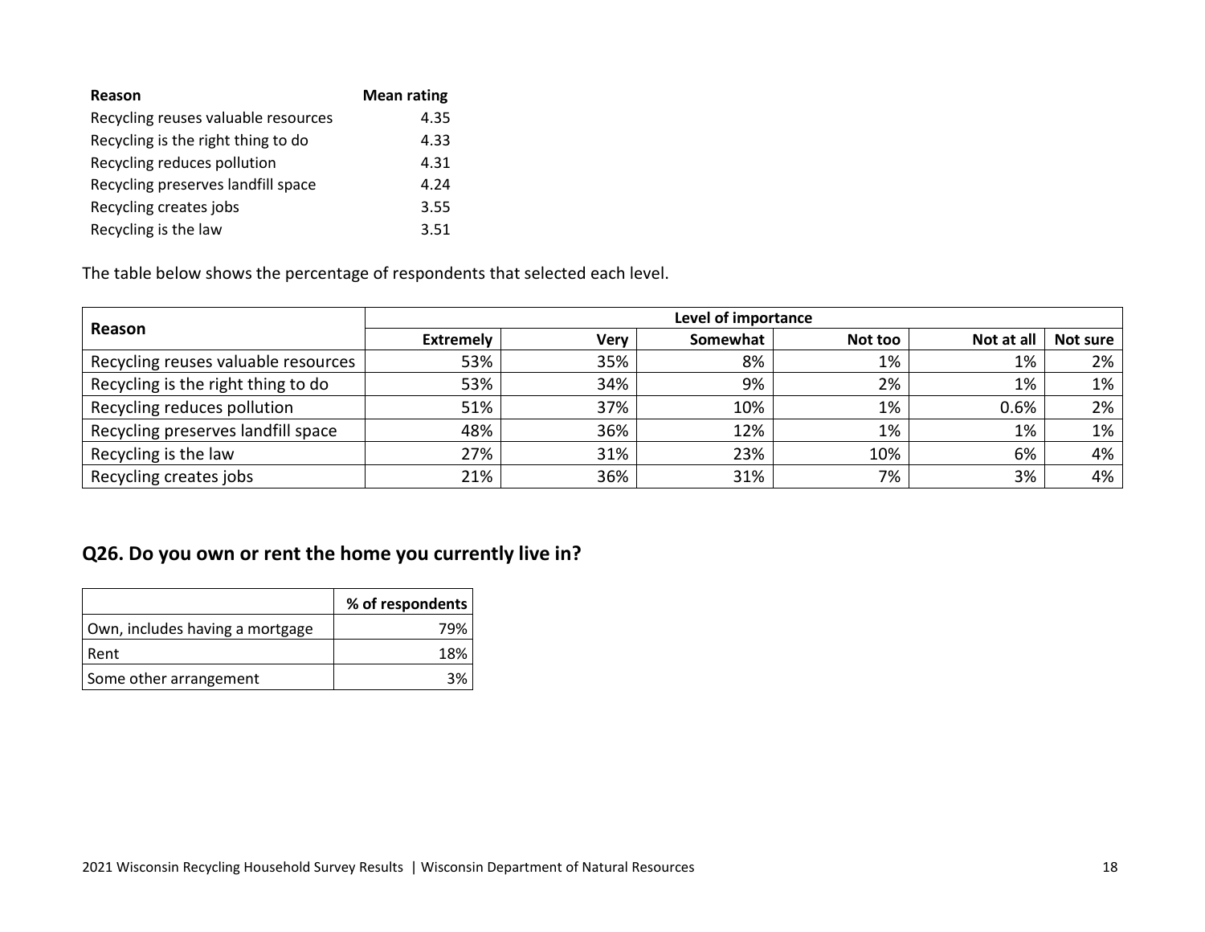| Reason | Mean rating |
|---|---|
| Recycling reuses valuable resources | 4.35 |
| Recycling is the right thing to do | 4.33 |
| Recycling reduces pollution | 4.31 |
| Recycling preserves landfill space | 4.24 |
| Recycling creates jobs | 3.55 |
| Recycling is the law | 3.51 |

The table below shows the percentage of respondents that selected each level.

| Reason | Level of importance | | | | | |
|---|---|---|---|---|---|---|
| | Extremely | Very | Somewhat | Not too | Not at all | Not sure |
| Recycling reuses valuable resources | 53% | 35% | 8% | 1% | 1% | 2% |
| Recycling is the right thing to do | 53% | 34% | 9% | 2% | 1% | 1% |
| Recycling reduces pollution | 51% | 37% | 10% | 1% | 0.6% | 2% |
| Recycling preserves landfill space | 48% | 36% | 12% | 1% | 1% | 1% |
| Recycling is the law | 27% | 31% | 23% | 10% | 6% | 4% |
| Recycling creates jobs | 21% | 36% | 31% | 7% | 3% | 4% |

## Q26. Do you own or rent the home you currently live in?

| | % of respondents |
|---|---|
| Own, includes having a mortgage | 79% |
| Rent | 18% |
| Some other arrangement | 3% |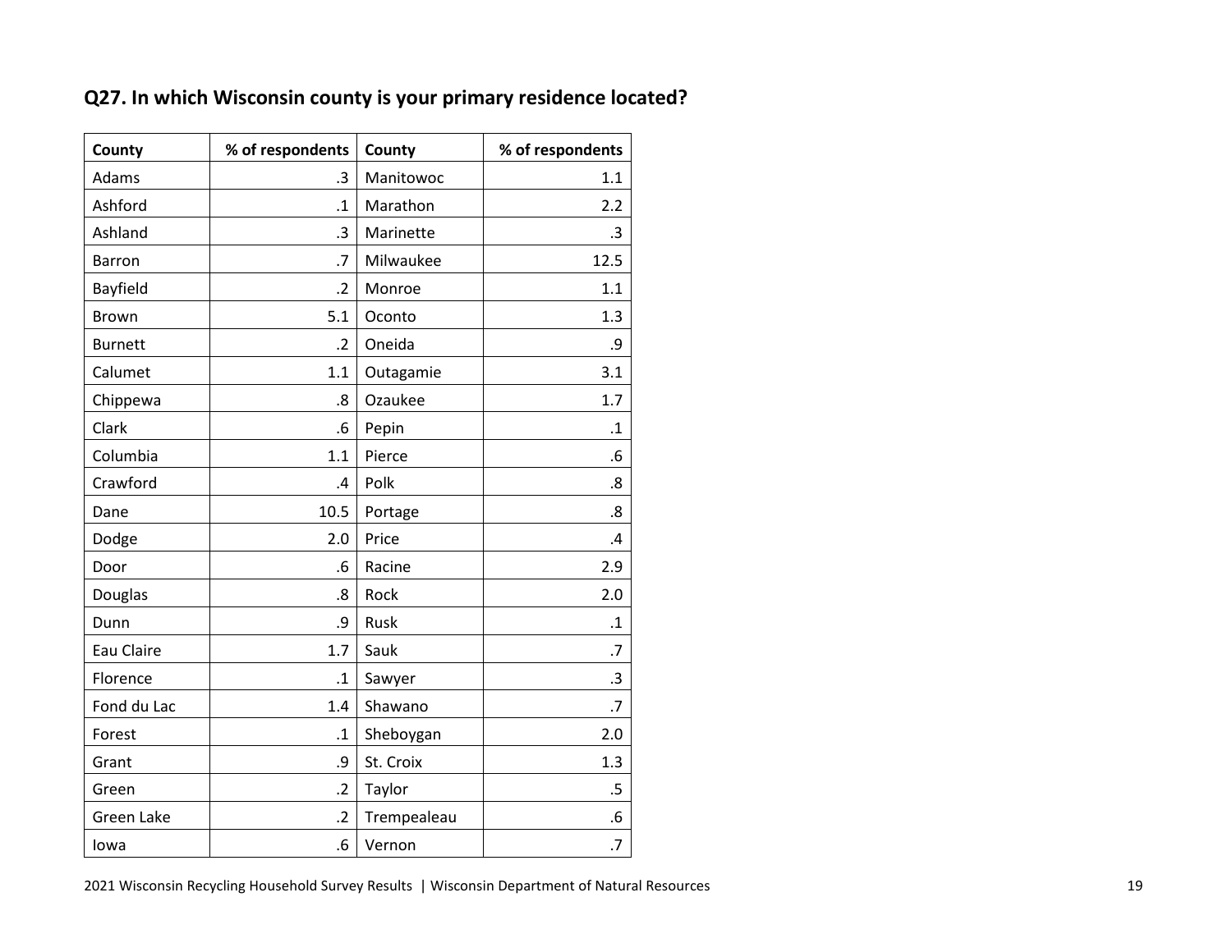### Q27. In which Wisconsin county is your primary residence located?

| County | % of respondents | County | % of respondents |
|---|---|---|---|
| Adams | .3 | Manitowoc | 1.1 |
| Ashford | .1 | Marathon | 2.2 |
| Ashland | .3 | Marinette | .3 |
| Barron | .7 | Milwaukee | 12.5 |
| Bayfield | .2 | Monroe | 1.1 |
| Brown | 5.1 | Oconto | 1.3 |
| Burnett | .2 | Oneida | .9 |
| Calumet | 1.1 | Outagamie | 3.1 |
| Chippewa | .8 | Ozaukee | 1.7 |
| Clark | .6 | Pepin | .1 |
| Columbia | 1.1 | Pierce | .6 |
| Crawford | .4 | Polk | .8 |
| Dane | 10.5 | Portage | .8 |
| Dodge | 2.0 | Price | .4 |
| Door | .6 | Racine | 2.9 |
| Douglas | .8 | Rock | 2.0 |
| Dunn | .9 | Rusk | .1 |
| Eau Claire | 1.7 | Sauk | .7 |
| Florence | .1 | Sawyer | .3 |
| Fond du Lac | 1.4 | Shawano | .7 |
| Forest | .1 | Sheboygan | 2.0 |
| Grant | .9 | St. Croix | 1.3 |
| Green | .2 | Taylor | .5 |
| Green Lake | .2 | Trempealeau | .6 |
| Iowa | .6 | Vernon | .7 |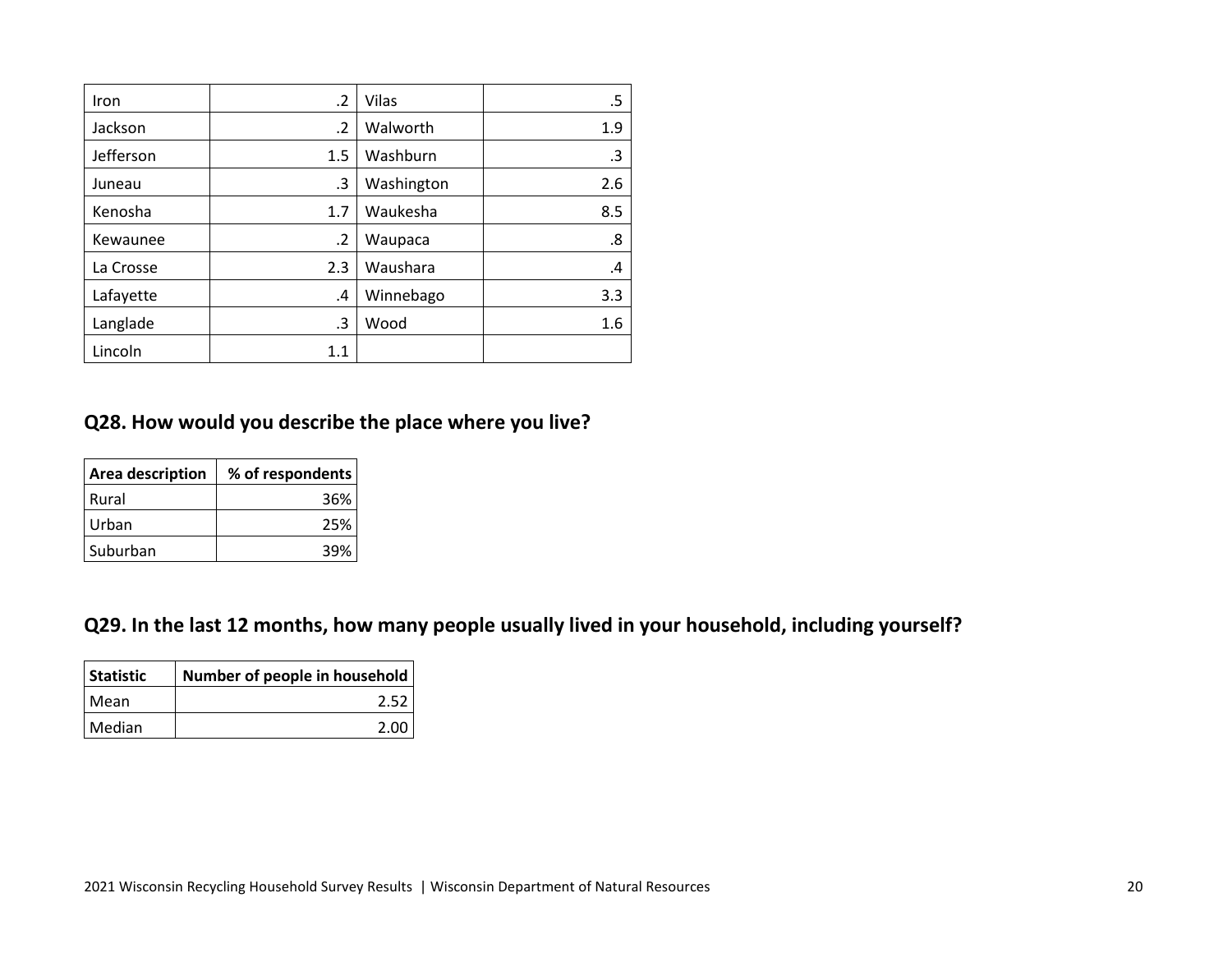| Iron | .2 | Vilas | .5 |
|---|---|---|---|
| Jackson | .2 | Walworth | 1.9 |
| Jefferson | 1.5 | Washburn | .3 |
| Juneau | .3 | Washington | 2.6 |
| Kenosha | 1.7 | Waukesha | 8.5 |
| Kewaunee | .2 | Waupaca | .8 |
| La Crosse | 2.3 | Waushara | .4 |
| Lafayette | .4 | Winnebago | 3.3 |
| Langlade | .3 | Wood | 1.6 |
| Lincoln | 1.1 | | |

## Q28. How would you describe the place where you live?

| Area description | % of respondents |
|---|---|
| Rural | 36% |
| Urban | 25% |
| Suburban | 39% |

## Q29. In the last 12 months, how many people usually lived in your household, including yourself?

| Statistic | Number of people in household |
|---|---|
| Mean | 2.52 |
| Median | 2.00 |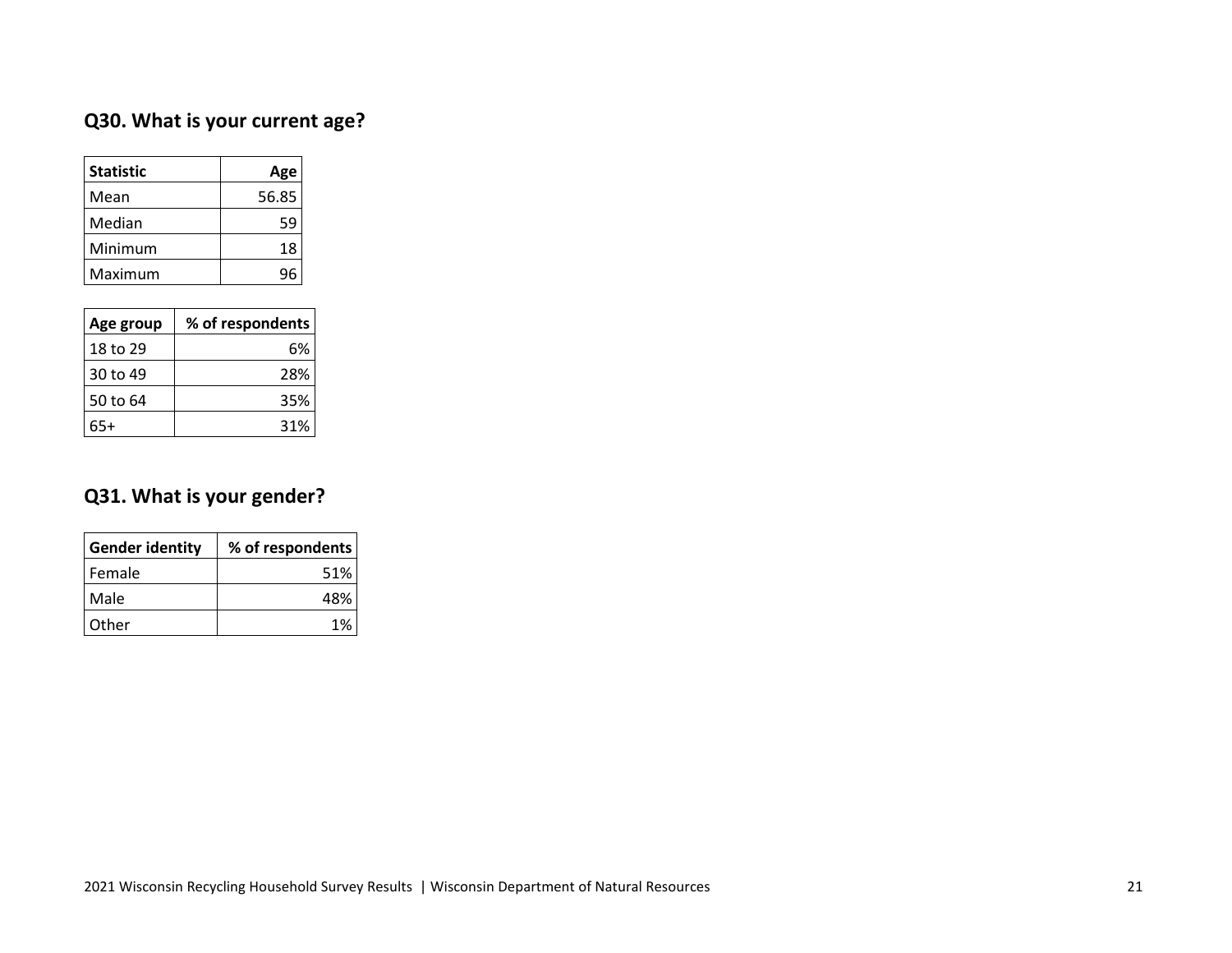## Q30. What is your current age?

| Statistic | Age |
|---|---|
| Mean | 56.85 |
| Median | 59 |
| Minimum | 18 |
| Maximum | 96 |

| Age group | % of respondents |
|---|---|
| 18 to 29 | 6% |
| 30 to 49 | 28% |
| 50 to 64 | 35% |
| 65+ | 31% |

## Q31. What is your gender?

| Gender identity | % of respondents |
|---|---|
| Female | 51% |
| Male | 48% |
| Other | 1% |